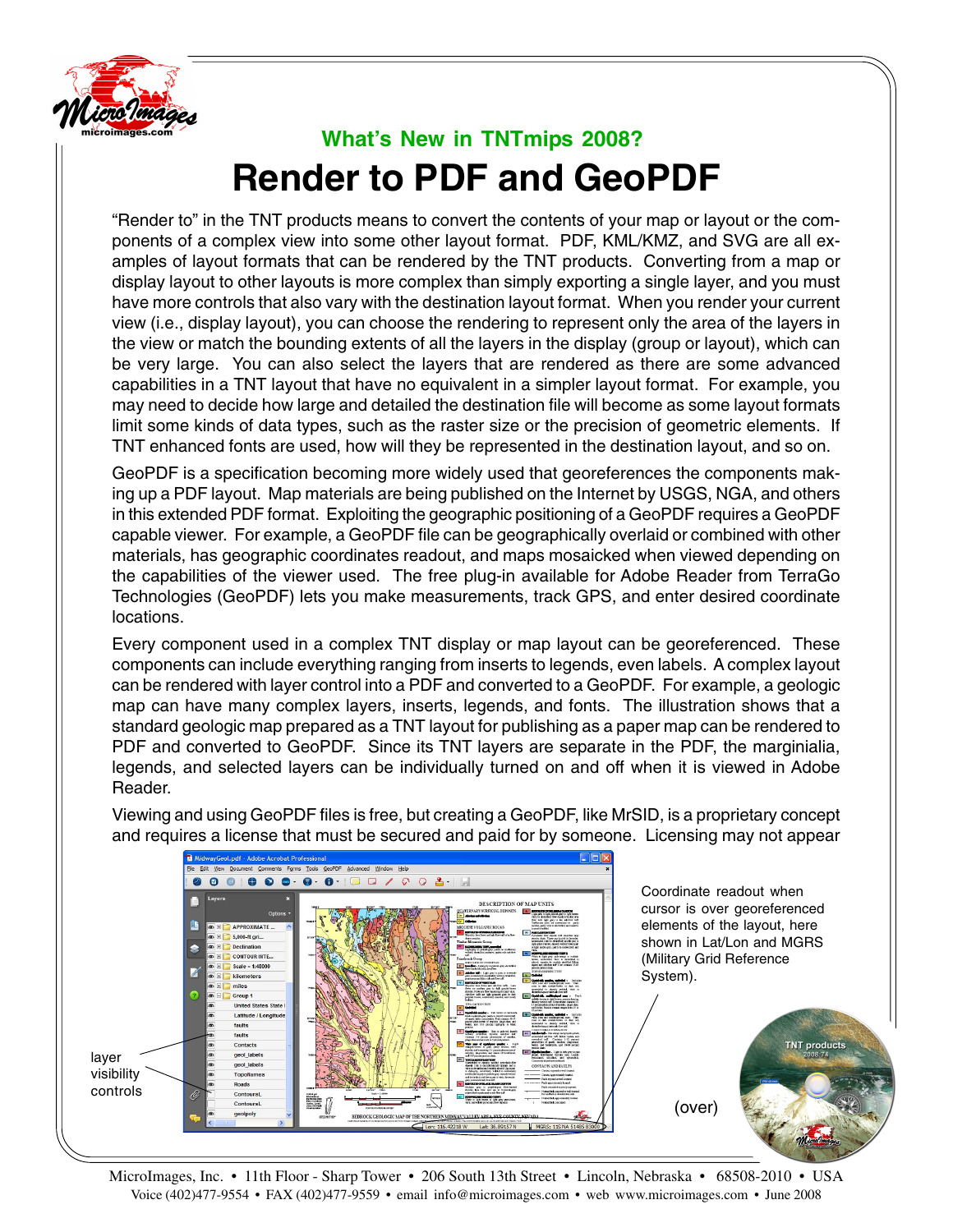## What's New in TNTmips 2008?

# Render to PDF and GeoPDF

"Render to" in the TNT products means to convert the contents of your map or layout or the components of a complex view into some other layout format. PDF, KML/KMZ, and SVG are all examples of layout formats that can be rendered by the TNT products. Converting from a map or display layout to other layouts is more complex than simply exporting a single layer, and you must have more controls that also vary with the destination layout format. When you render your current view (i.e., display layout), you can choose the rendering to represent only the area of the layers in the view or match the bounding extents of all the layers in the display (group or layout), which can be very large. You can also select the layers that are rendered as there are some advanced capabilities in a TNT layout that have no equivalent in a simpler layout format. For example, you may need to decide how large and detailed the destination file will become as some layout formats limit some kinds of data types, such as the raster size or the precision of geometric elements. If TNT enhanced fonts are used, how will they be represented in the destination layout, and so on.

GeoPDF is a specification becoming more widely used that georeferences the components making up a PDF layout. Map materials are being published on the Internet by USGS, NGA, and others in this extended PDF format. Exploiting the geographic positioning of a GeoPDF requires a GeoPDF capable viewer. For example, a GeoPDF file can be geographically overlaid or combined with other materials, has geographic coordinates readout, and maps mosaicked when viewed depending on the capabilities of the viewer used. The free plug-in available for Adobe Reader from TerraGo Technologies (GeoPDF) lets you make measurements, track GPS, and enter desired coordinate locations.

Every component used in a complex TNT display or map layout can be georeferenced. These components can include everything ranging from inserts to legends, even labels. A complex layout can be rendered with layer control into a PDF and converted to a GeoPDF. For example, a geologic map can have many complex layers, inserts, legends, and fonts. The illustration shows that a standard geologic map prepared as a TNT layout for publishing as a paper map can be rendered to PDF and converted to GeoPDF. Since its TNT layers are separate in the PDF, the marginialia, legends, and selected layers can be individually turned on and off when it is viewed in Adobe Reader.

Viewing and using GeoPDF files is free, but creating a GeoPDF, like MrSID, is a proprietary concept and requires a license that must be secured and paid for by someone. Licensing may not appear

layer visibility controls

Coordinate readout when cursor is over georeferenced elements of the layout, here shown in Lat/Lon and MGRS (Military Grid Reference System).

(over)

MicroImages, Inc. • 11th Floor - Sharp Tower • 206 South 13th Street • Lincoln, Nebraska • 68508-2010 • USA
Voice (402)477-9554 • FAX (402)477-9559 • email info@microimages.com • web www.microimages.com • June 2008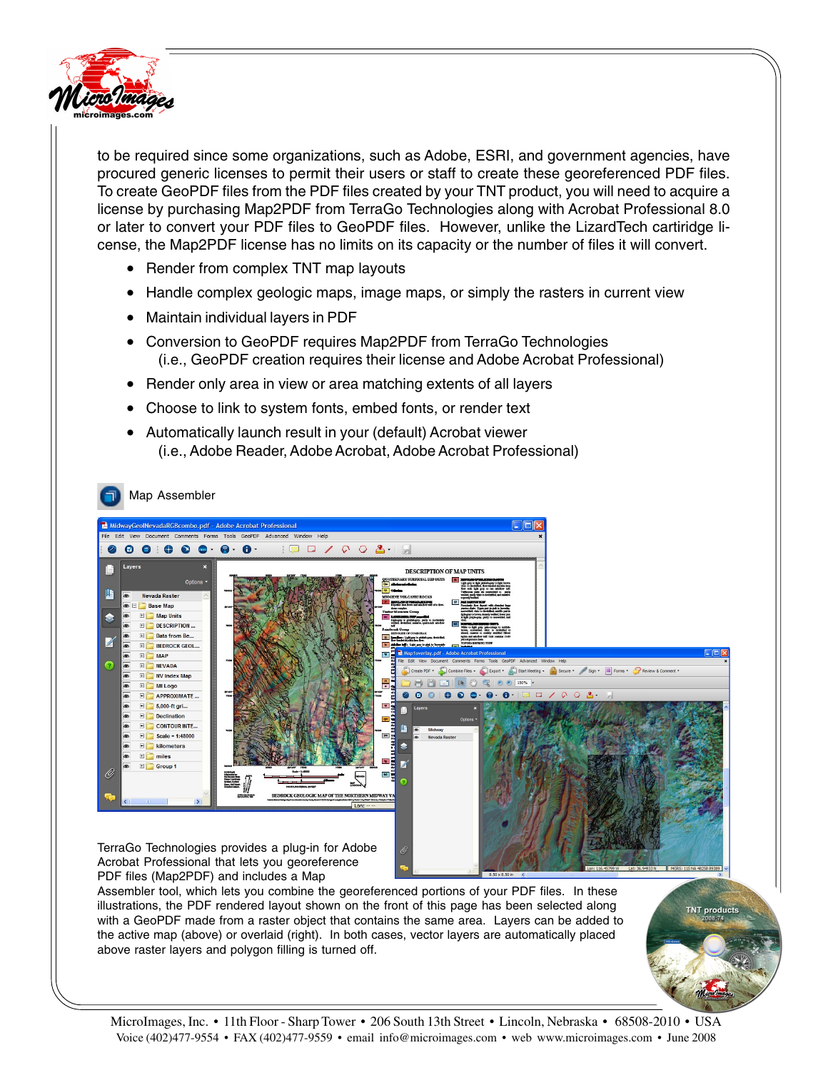to be required since some organizations, such as Adobe, ESRI, and government agencies, have procured generic licenses to permit their users or staff to create these georeferenced PDF files. To create GeoPDF files from the PDF files created by your TNT product, you will need to acquire a license by purchasing Map2PDF from TerraGo Technologies along with Acrobat Professional 8.0 or later to convert your PDF files to GeoPDF files. However, unlike the LizardTech cartiridge license, the Map2PDF license has no limits on its capacity or the number of files it will convert.

- Render from complex TNT map layouts
- Handle complex geologic maps, image maps, or simply the rasters in current view
- Maintain individual layers in PDF
- Conversion to GeoPDF requires Map2PDF from TerraGo Technologies (i.e., GeoPDF creation requires their license and Adobe Acrobat Professional)
- Render only area in view or area matching extents of all layers
- Choose to link to system fonts, embed fonts, or render text
- Automatically launch result in your (default) Acrobat viewer (i.e., Adobe Reader, Adobe Acrobat, Adobe Acrobat Professional)

Map Assembler

TerraGo Technologies provides a plug-in for Adobe Acrobat Professional that lets you georeference PDF files (Map2PDF) and includes a Map Assembler tool, which lets you combine the georeferenced portions of your PDF files. In these illustrations, the PDF rendered layout shown on the front of this page has been selected along with a GeoPDF made from a raster object that contains the same area. Layers can be added to the active map (above) or overlaid (right). In both cases, vector layers are automatically placed above raster layers and polygon filling is turned off.

MicroImages, Inc. • 11th Floor - Sharp Tower • 206 South 13th Street • Lincoln, Nebraska • 68508-2010 • USA
Voice (402)477-9554 • FAX (402)477-9559 • email info@microimages.com • web www.microimages.com • June 2008